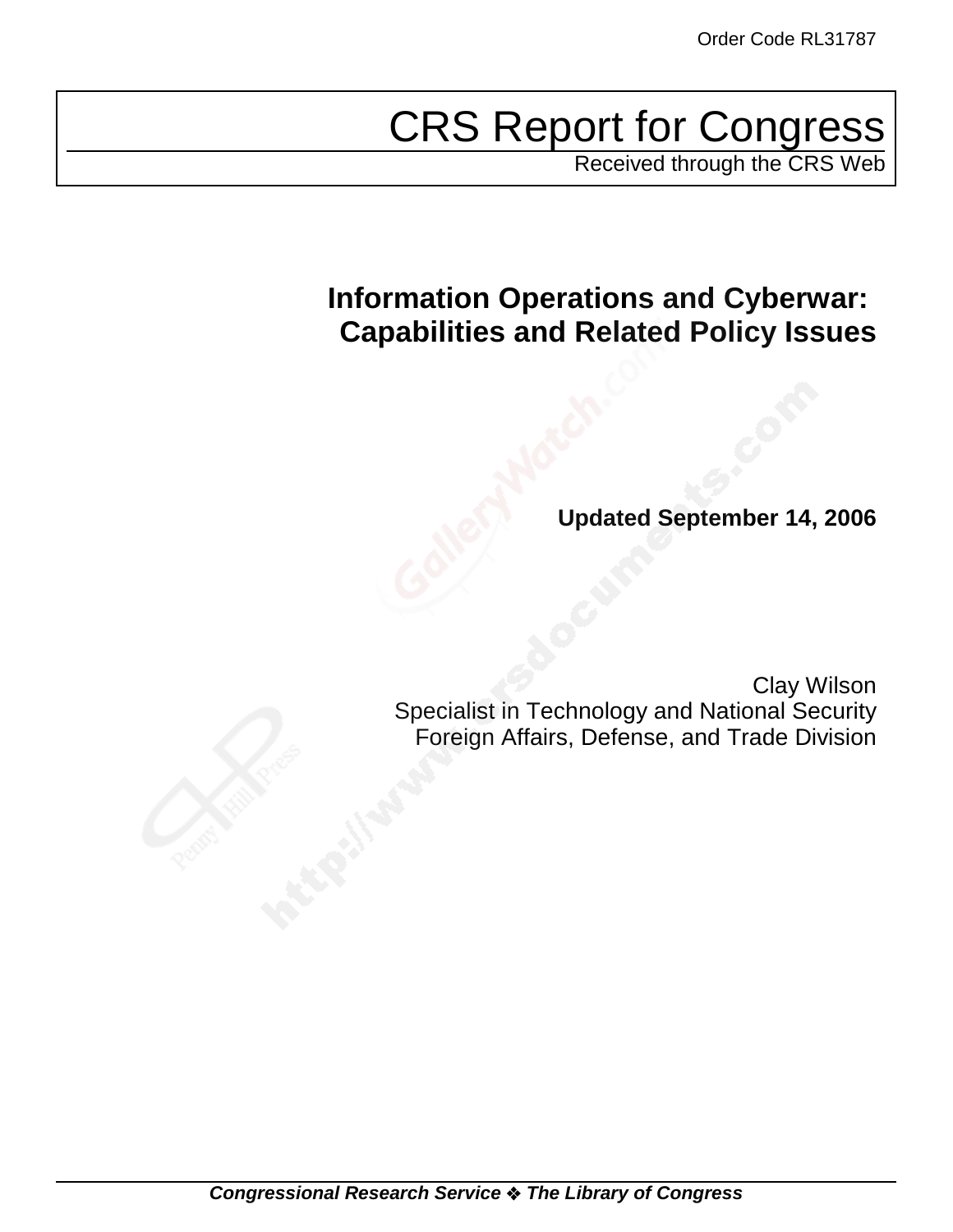Order Code RL31787

# CRS Report for Congress

Received through the CRS Web

## Information Operations and Cyberwar: Capabilities and Related Policy Issues

**Updated September 14, 2006**

Clay Wilson
Specialist in Technology and National Security
Foreign Affairs, Defense, and Trade Division

***Congressional Research Service ❖ The Library of Congress***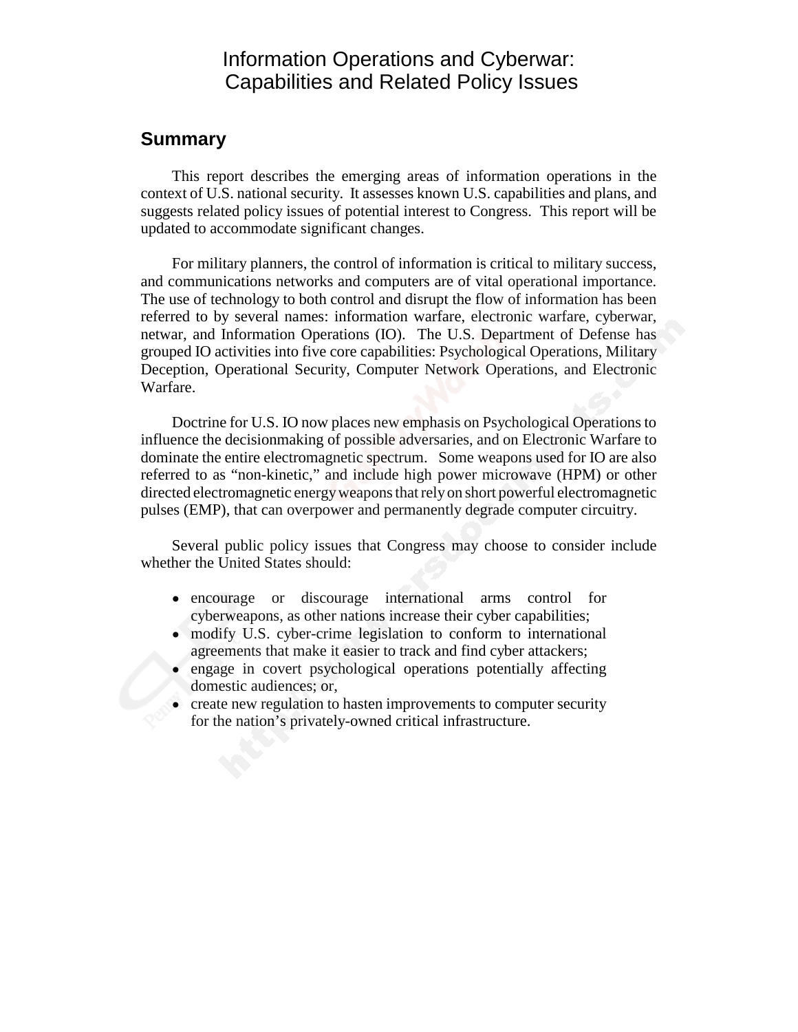# Information Operations and Cyberwar: Capabilities and Related Policy Issues

## Summary

This report describes the emerging areas of information operations in the context of U.S. national security. It assesses known U.S. capabilities and plans, and suggests related policy issues of potential interest to Congress. This report will be updated to accommodate significant changes.

For military planners, the control of information is critical to military success, and communications networks and computers are of vital operational importance. The use of technology to both control and disrupt the flow of information has been referred to by several names: information warfare, electronic warfare, cyberwar, netwar, and Information Operations (IO). The U.S. Department of Defense has grouped IO activities into five core capabilities: Psychological Operations, Military Deception, Operational Security, Computer Network Operations, and Electronic Warfare.

Doctrine for U.S. IO now places new emphasis on Psychological Operations to influence the decisionmaking of possible adversaries, and on Electronic Warfare to dominate the entire electromagnetic spectrum. Some weapons used for IO are also referred to as "non-kinetic," and include high power microwave (HPM) or other directed electromagnetic energy weapons that rely on short powerful electromagnetic pulses (EMP), that can overpower and permanently degrade computer circuitry.

Several public policy issues that Congress may choose to consider include whether the United States should:

- encourage or discourage international arms control for cyberweapons, as other nations increase their cyber capabilities;
- modify U.S. cyber-crime legislation to conform to international agreements that make it easier to track and find cyber attackers;
- engage in covert psychological operations potentially affecting domestic audiences; or,
- create new regulation to hasten improvements to computer security for the nation's privately-owned critical infrastructure.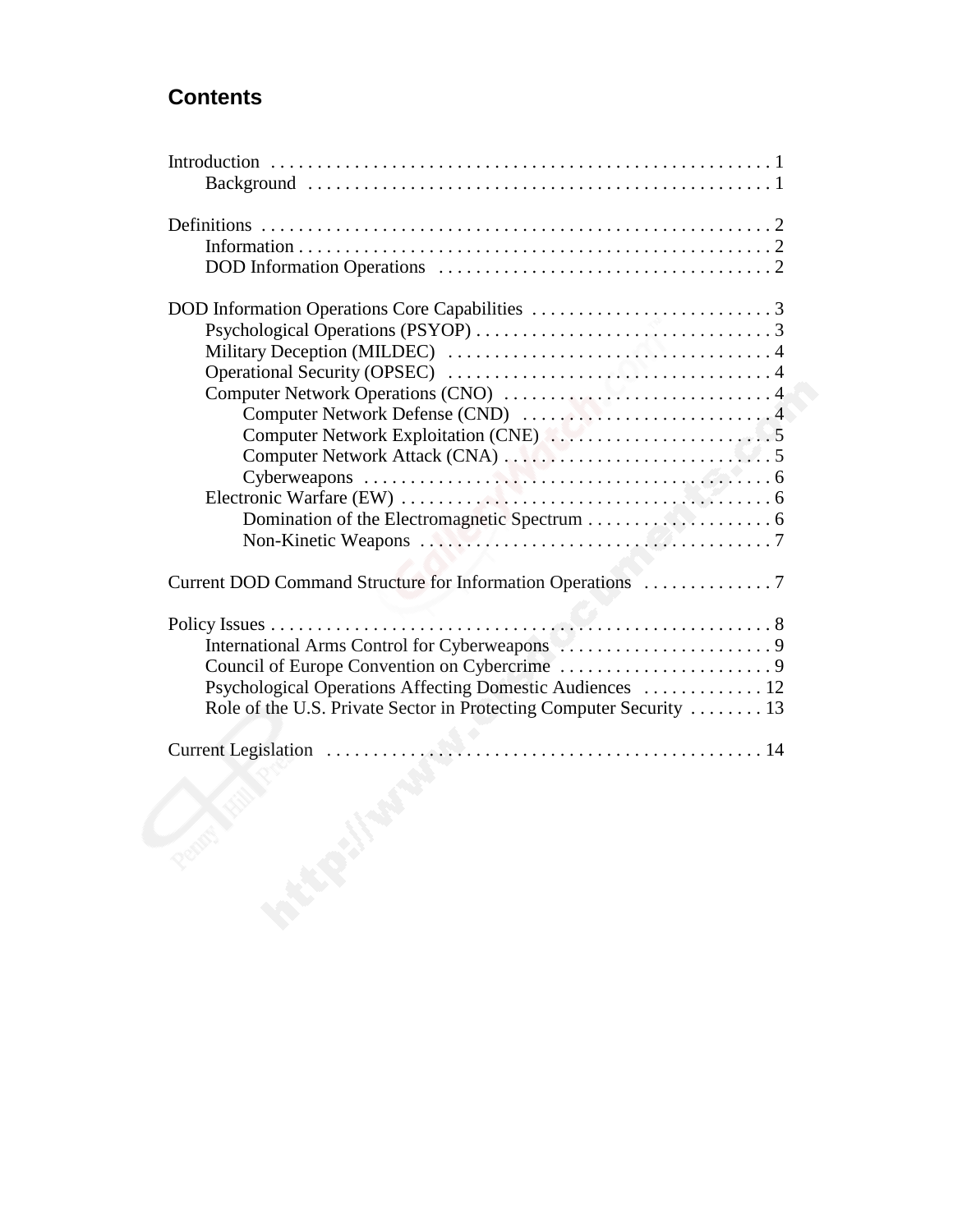# Contents

Introduction . . . . . . . . . . . . . . . . . . . . . . . . . . . . . . . . . . . . . . . . . . . . . . . . . . . . . 1
- Background . . . . . . . . . . . . . . . . . . . . . . . . . . . . . . . . . . . . . . . . . . . . . . . . . . 1

Definitions . . . . . . . . . . . . . . . . . . . . . . . . . . . . . . . . . . . . . . . . . . . . . . . . . . . . . . 2
- Information . . . . . . . . . . . . . . . . . . . . . . . . . . . . . . . . . . . . . . . . . . . . . . . . . . . 2
- DOD Information Operations . . . . . . . . . . . . . . . . . . . . . . . . . . . . . . . . . . . . 2

DOD Information Operations Core Capabilities . . . . . . . . . . . . . . . . . . . . . . . . . . 3
- Psychological Operations (PSYOP) . . . . . . . . . . . . . . . . . . . . . . . . . . . . . . . . 3
- Military Deception (MILDEC) . . . . . . . . . . . . . . . . . . . . . . . . . . . . . . . . . . . 4
- Operational Security (OPSEC) . . . . . . . . . . . . . . . . . . . . . . . . . . . . . . . . . . . 4
- Computer Network Operations (CNO) . . . . . . . . . . . . . . . . . . . . . . . . . . . . . 4
  - Computer Network Defense (CND) . . . . . . . . . . . . . . . . . . . . . . . . . . . 4
  - Computer Network Exploitation (CNE) . . . . . . . . . . . . . . . . . . . . . . . . 5
  - Computer Network Attack (CNA) . . . . . . . . . . . . . . . . . . . . . . . . . . . . 5
  - Cyberweapons . . . . . . . . . . . . . . . . . . . . . . . . . . . . . . . . . . . . . . . . . . . 6
- Electronic Warfare (EW) . . . . . . . . . . . . . . . . . . . . . . . . . . . . . . . . . . . . . . . 6
  - Domination of the Electromagnetic Spectrum . . . . . . . . . . . . . . . . . . . . 6
  - Non-Kinetic Weapons . . . . . . . . . . . . . . . . . . . . . . . . . . . . . . . . . . . . . . 7

Current DOD Command Structure for Information Operations . . . . . . . . . . . . . . 7

Policy Issues . . . . . . . . . . . . . . . . . . . . . . . . . . . . . . . . . . . . . . . . . . . . . . . . . . . . . 8
- International Arms Control for Cyberweapons . . . . . . . . . . . . . . . . . . . . . . . 9
- Council of Europe Convention on Cybercrime . . . . . . . . . . . . . . . . . . . . . . . 9
- Psychological Operations Affecting Domestic Audiences . . . . . . . . . . . . . 12
- Role of the U.S. Private Sector in Protecting Computer Security . . . . . . . . 13

Current Legislation . . . . . . . . . . . . . . . . . . . . . . . . . . . . . . . . . . . . . . . . . . . . . . . 14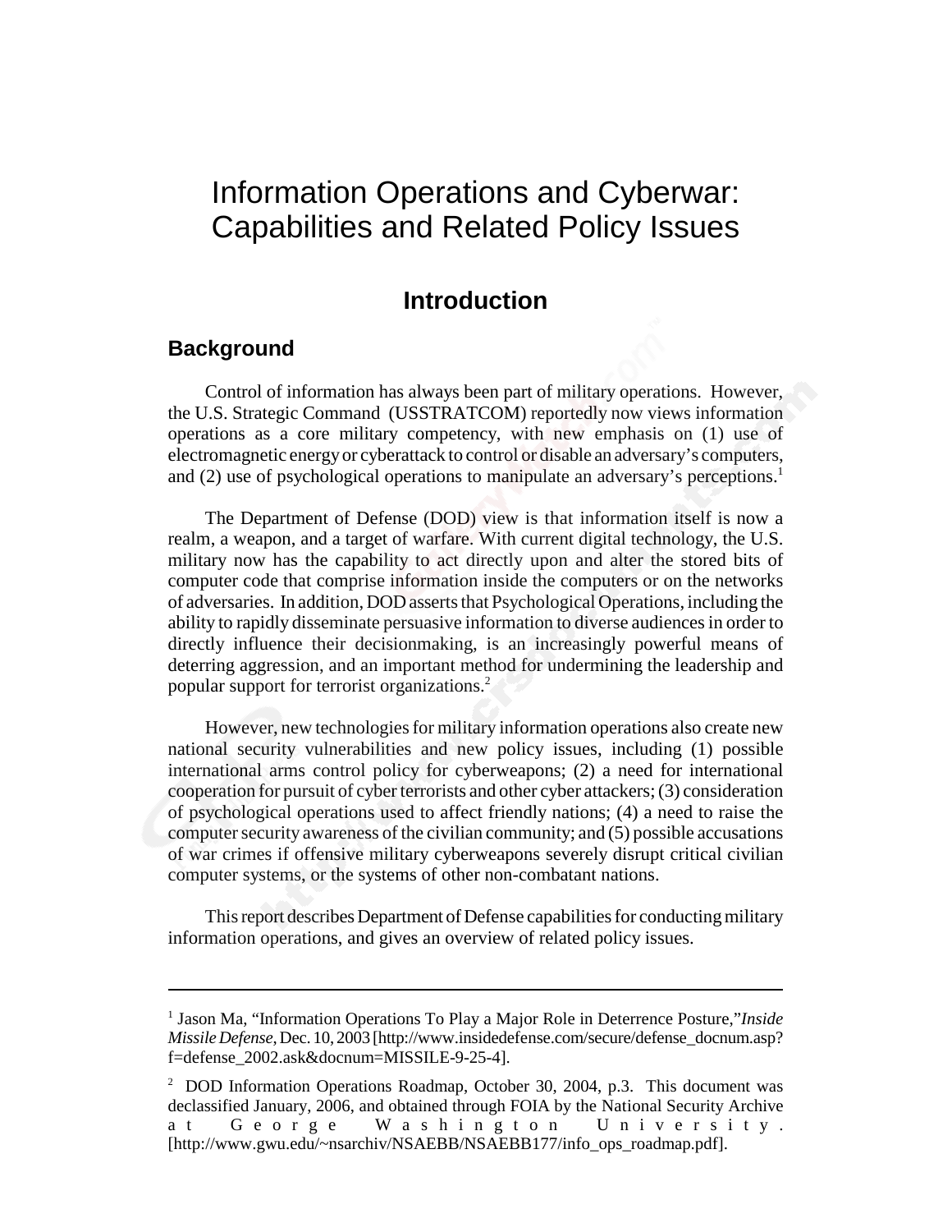# Information Operations and Cyberwar: Capabilities and Related Policy Issues

## Introduction

### Background

Control of information has always been part of military operations. However, the U.S. Strategic Command (USSTRATCOM) reportedly now views information operations as a core military competency, with new emphasis on (1) use of electromagnetic energy or cyberattack to control or disable an adversary's computers, and (2) use of psychological operations to manipulate an adversary's perceptions.[1]

The Department of Defense (DOD) view is that information itself is now a realm, a weapon, and a target of warfare. With current digital technology, the U.S. military now has the capability to act directly upon and alter the stored bits of computer code that comprise information inside the computers or on the networks of adversaries. In addition, DOD asserts that Psychological Operations, including the ability to rapidly disseminate persuasive information to diverse audiences in order to directly influence their decisionmaking, is an increasingly powerful means of deterring aggression, and an important method for undermining the leadership and popular support for terrorist organizations.[2]

However, new technologies for military information operations also create new national security vulnerabilities and new policy issues, including (1) possible international arms control policy for cyberweapons; (2) a need for international cooperation for pursuit of cyber terrorists and other cyber attackers; (3) consideration of psychological operations used to affect friendly nations; (4) a need to raise the computer security awareness of the civilian community; and (5) possible accusations of war crimes if offensive military cyberweapons severely disrupt critical civilian computer systems, or the systems of other non-combatant nations.

This report describes Department of Defense capabilities for conducting military information operations, and gives an overview of related policy issues.

---

[1] Jason Ma, "Information Operations To Play a Major Role in Deterrence Posture," *Inside Missile Defense*, Dec. 10, 2003 [http://www.insidedefense.com/secure/defense_docnum.asp?f=defense_2002.ask&docnum=MISSILE-9-25-4].

[2] DOD Information Operations Roadmap, October 30, 2004, p.3. This document was declassified January, 2006, and obtained through FOIA by the National Security Archive at George Washington University. [http://www.gwu.edu/~nsarchiv/NSAEBB/NSAEBB177/info_ops_roadmap.pdf].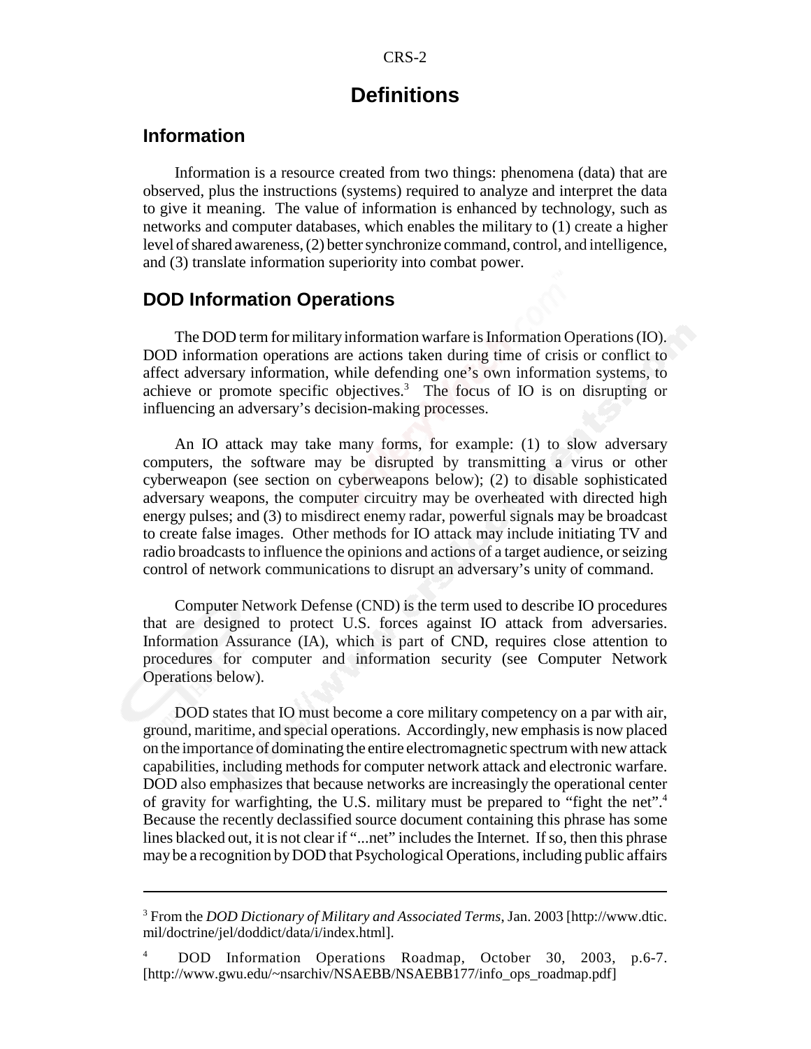# Definitions

## Information

Information is a resource created from two things: phenomena (data) that are observed, plus the instructions (systems) required to analyze and interpret the data to give it meaning. The value of information is enhanced by technology, such as networks and computer databases, which enables the military to (1) create a higher level of shared awareness, (2) better synchronize command, control, and intelligence, and (3) translate information superiority into combat power.

## DOD Information Operations

The DOD term for military information warfare is Information Operations (IO). DOD information operations are actions taken during time of crisis or conflict to affect adversary information, while defending one's own information systems, to achieve or promote specific objectives.[3] The focus of IO is on disrupting or influencing an adversary's decision-making processes.

An IO attack may take many forms, for example: (1) to slow adversary computers, the software may be disrupted by transmitting a virus or other cyberweapon (see section on cyberweapons below); (2) to disable sophisticated adversary weapons, the computer circuitry may be overheated with directed high energy pulses; and (3) to misdirect enemy radar, powerful signals may be broadcast to create false images. Other methods for IO attack may include initiating TV and radio broadcasts to influence the opinions and actions of a target audience, or seizing control of network communications to disrupt an adversary's unity of command.

Computer Network Defense (CND) is the term used to describe IO procedures that are designed to protect U.S. forces against IO attack from adversaries. Information Assurance (IA), which is part of CND, requires close attention to procedures for computer and information security (see Computer Network Operations below).

DOD states that IO must become a core military competency on a par with air, ground, maritime, and special operations. Accordingly, new emphasis is now placed on the importance of dominating the entire electromagnetic spectrum with new attack capabilities, including methods for computer network attack and electronic warfare. DOD also emphasizes that because networks are increasingly the operational center of gravity for warfighting, the U.S. military must be prepared to "fight the net".[4] Because the recently declassified source document containing this phrase has some lines blacked out, it is not clear if "...net" includes the Internet. If so, then this phrase may be a recognition by DOD that Psychological Operations, including public affairs

---

[3] From the *DOD Dictionary of Military and Associated Terms*, Jan. 2003 [http://www.dtic.mil/doctrine/jel/doddict/data/i/index.html].

[4] DOD Information Operations Roadmap, October 30, 2003, p.6-7. [http://www.gwu.edu/~nsarchiv/NSAEBB/NSAEBB177/info_ops_roadmap.pdf]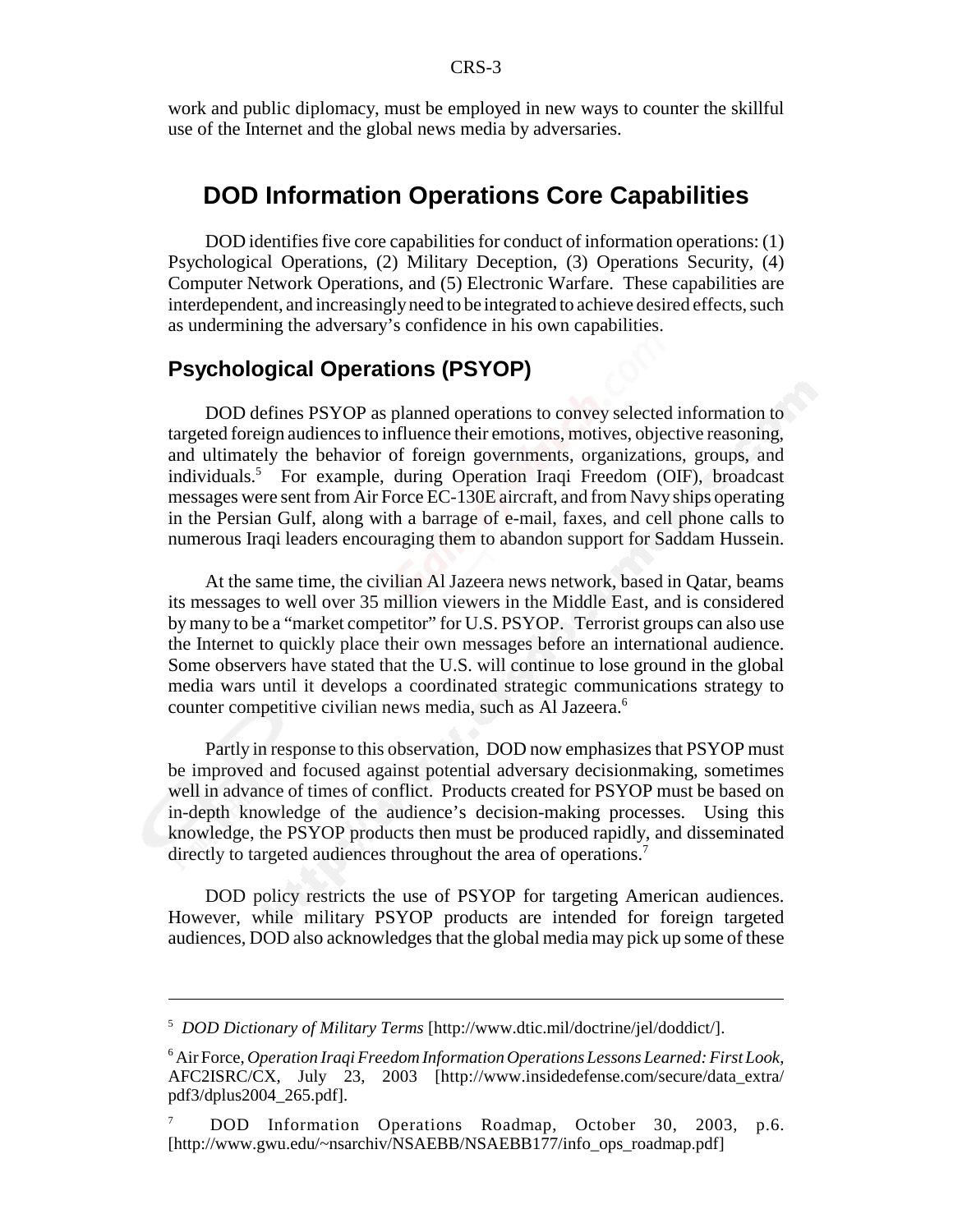work and public diplomacy, must be employed in new ways to counter the skillful use of the Internet and the global news media by adversaries.

## DOD Information Operations Core Capabilities

DOD identifies five core capabilities for conduct of information operations: (1) Psychological Operations, (2) Military Deception, (3) Operations Security, (4) Computer Network Operations, and (5) Electronic Warfare. These capabilities are interdependent, and increasingly need to be integrated to achieve desired effects, such as undermining the adversary's confidence in his own capabilities.

### Psychological Operations (PSYOP)

DOD defines PSYOP as planned operations to convey selected information to targeted foreign audiences to influence their emotions, motives, objective reasoning, and ultimately the behavior of foreign governments, organizations, groups, and individuals.[5] For example, during Operation Iraqi Freedom (OIF), broadcast messages were sent from Air Force EC-130E aircraft, and from Navy ships operating in the Persian Gulf, along with a barrage of e-mail, faxes, and cell phone calls to numerous Iraqi leaders encouraging them to abandon support for Saddam Hussein.

At the same time, the civilian Al Jazeera news network, based in Qatar, beams its messages to well over 35 million viewers in the Middle East, and is considered by many to be a "market competitor" for U.S. PSYOP. Terrorist groups can also use the Internet to quickly place their own messages before an international audience. Some observers have stated that the U.S. will continue to lose ground in the global media wars until it develops a coordinated strategic communications strategy to counter competitive civilian news media, such as Al Jazeera.[6]

Partly in response to this observation, DOD now emphasizes that PSYOP must be improved and focused against potential adversary decisionmaking, sometimes well in advance of times of conflict. Products created for PSYOP must be based on in-depth knowledge of the audience's decision-making processes. Using this knowledge, the PSYOP products then must be produced rapidly, and disseminated directly to targeted audiences throughout the area of operations.[7]

DOD policy restricts the use of PSYOP for targeting American audiences. However, while military PSYOP products are intended for foreign targeted audiences, DOD also acknowledges that the global media may pick up some of these

---

[5] *DOD Dictionary of Military Terms* [http://www.dtic.mil/doctrine/jel/doddict/].

[6] Air Force, *Operation Iraqi Freedom Information Operations Lessons Learned: First Look*, AFC2ISRC/CX, July 23, 2003 [http://www.insidedefense.com/secure/data_extra/pdf3/dplus2004_265.pdf].

[7] DOD Information Operations Roadmap, October 30, 2003, p.6. [http://www.gwu.edu/~nsarchiv/NSAEBB/NSAEBB177/info_ops_roadmap.pdf]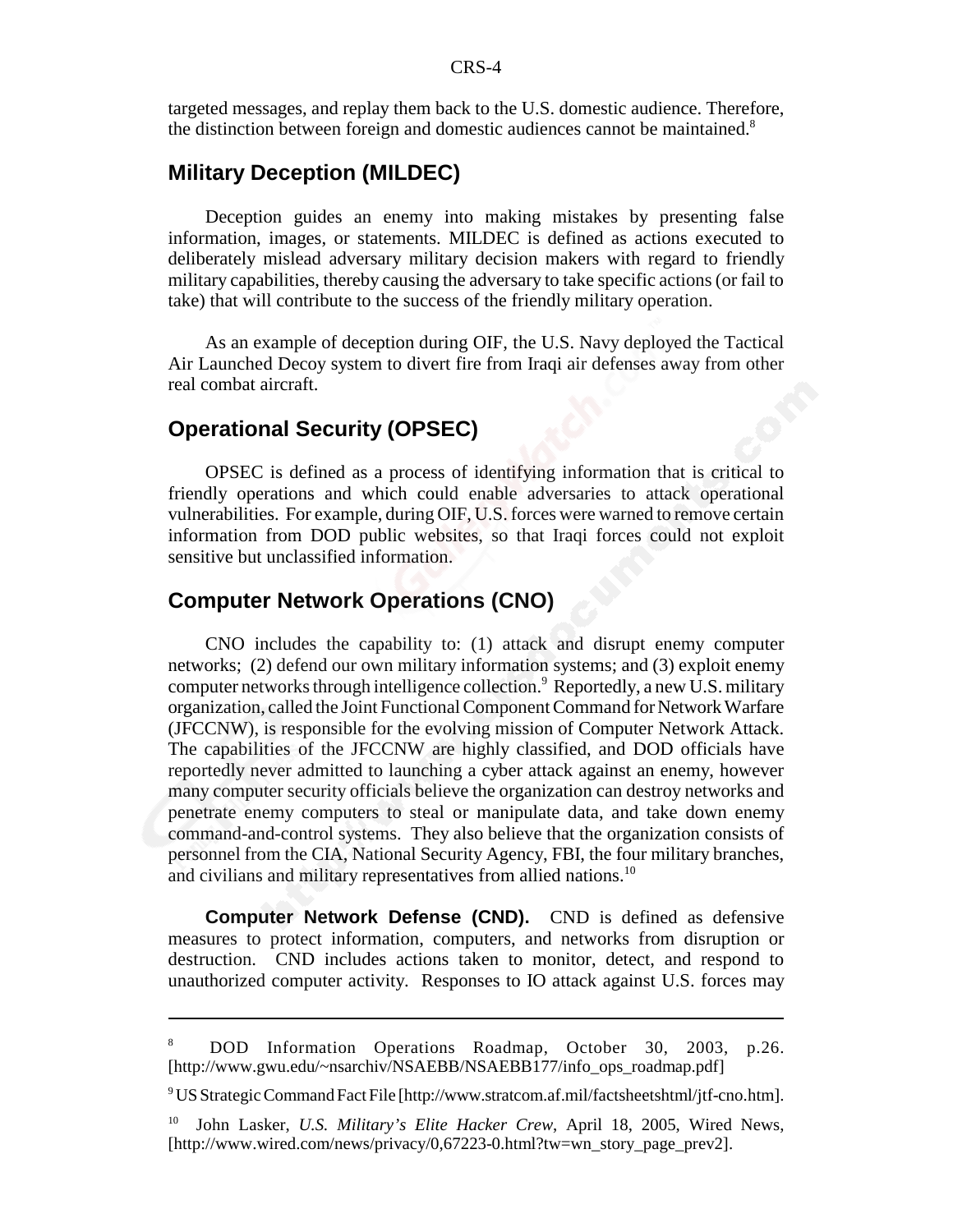targeted messages, and replay them back to the U.S. domestic audience. Therefore, the distinction between foreign and domestic audiences cannot be maintained.[8]

## Military Deception (MILDEC)

Deception guides an enemy into making mistakes by presenting false information, images, or statements. MILDEC is defined as actions executed to deliberately mislead adversary military decision makers with regard to friendly military capabilities, thereby causing the adversary to take specific actions (or fail to take) that will contribute to the success of the friendly military operation.

As an example of deception during OIF, the U.S. Navy deployed the Tactical Air Launched Decoy system to divert fire from Iraqi air defenses away from other real combat aircraft.

## Operational Security (OPSEC)

OPSEC is defined as a process of identifying information that is critical to friendly operations and which could enable adversaries to attack operational vulnerabilities. For example, during OIF, U.S. forces were warned to remove certain information from DOD public websites, so that Iraqi forces could not exploit sensitive but unclassified information.

## Computer Network Operations (CNO)

CNO includes the capability to: (1) attack and disrupt enemy computer networks; (2) defend our own military information systems; and (3) exploit enemy computer networks through intelligence collection.[9] Reportedly, a new U.S. military organization, called the Joint Functional Component Command for Network Warfare (JFCCNW), is responsible for the evolving mission of Computer Network Attack. The capabilities of the JFCCNW are highly classified, and DOD officials have reportedly never admitted to launching a cyber attack against an enemy, however many computer security officials believe the organization can destroy networks and penetrate enemy computers to steal or manipulate data, and take down enemy command-and-control systems. They also believe that the organization consists of personnel from the CIA, National Security Agency, FBI, the four military branches, and civilians and military representatives from allied nations.[10]

**Computer Network Defense (CND).** CND is defined as defensive measures to protect information, computers, and networks from disruption or destruction. CND includes actions taken to monitor, detect, and respond to unauthorized computer activity. Responses to IO attack against U.S. forces may

---

[8] DOD Information Operations Roadmap, October 30, 2003, p.26. [http://www.gwu.edu/~nsarchiv/NSAEBB/NSAEBB177/info_ops_roadmap.pdf]

[9] US Strategic Command Fact File [http://www.stratcom.af.mil/factsheetshtml/jtf-cno.htm].

[10] John Lasker, *U.S. Military's Elite Hacker Crew*, April 18, 2005, Wired News, [http://www.wired.com/news/privacy/0,67223-0.html?tw=wn_story_page_prev2].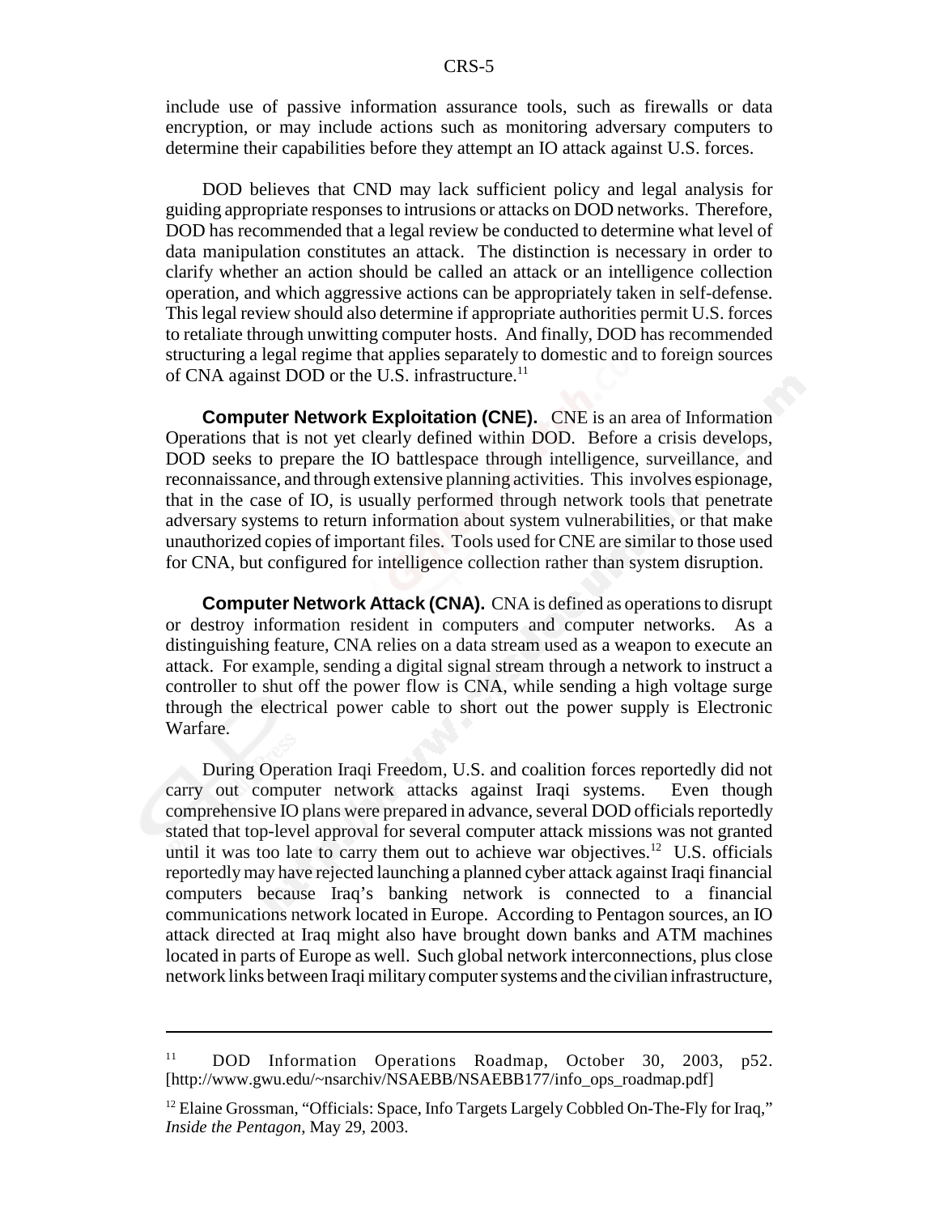include use of passive information assurance tools, such as firewalls or data encryption, or may include actions such as monitoring adversary computers to determine their capabilities before they attempt an IO attack against U.S. forces.

DOD believes that CND may lack sufficient policy and legal analysis for guiding appropriate responses to intrusions or attacks on DOD networks. Therefore, DOD has recommended that a legal review be conducted to determine what level of data manipulation constitutes an attack. The distinction is necessary in order to clarify whether an action should be called an attack or an intelligence collection operation, and which aggressive actions can be appropriately taken in self-defense. This legal review should also determine if appropriate authorities permit U.S. forces to retaliate through unwitting computer hosts. And finally, DOD has recommended structuring a legal regime that applies separately to domestic and to foreign sources of CNA against DOD or the U.S. infrastructure.[11]

**Computer Network Exploitation (CNE).** CNE is an area of Information Operations that is not yet clearly defined within DOD. Before a crisis develops, DOD seeks to prepare the IO battlespace through intelligence, surveillance, and reconnaissance, and through extensive planning activities. This involves espionage, that in the case of IO, is usually performed through network tools that penetrate adversary systems to return information about system vulnerabilities, or that make unauthorized copies of important files. Tools used for CNE are similar to those used for CNA, but configured for intelligence collection rather than system disruption.

**Computer Network Attack (CNA).** CNA is defined as operations to disrupt or destroy information resident in computers and computer networks. As a distinguishing feature, CNA relies on a data stream used as a weapon to execute an attack. For example, sending a digital signal stream through a network to instruct a controller to shut off the power flow is CNA, while sending a high voltage surge through the electrical power cable to short out the power supply is Electronic Warfare.

During Operation Iraqi Freedom, U.S. and coalition forces reportedly did not carry out computer network attacks against Iraqi systems. Even though comprehensive IO plans were prepared in advance, several DOD officials reportedly stated that top-level approval for several computer attack missions was not granted until it was too late to carry them out to achieve war objectives.[12] U.S. officials reportedly may have rejected launching a planned cyber attack against Iraqi financial computers because Iraq's banking network is connected to a financial communications network located in Europe. According to Pentagon sources, an IO attack directed at Iraq might also have brought down banks and ATM machines located in parts of Europe as well. Such global network interconnections, plus close network links between Iraqi military computer systems and the civilian infrastructure,

---

[11] DOD Information Operations Roadmap, October 30, 2003, p52. [http://www.gwu.edu/~nsarchiv/NSAEBB/NSAEBB177/info_ops_roadmap.pdf]

[12] Elaine Grossman, "Officials: Space, Info Targets Largely Cobbled On-The-Fly for Iraq," *Inside the Pentagon*, May 29, 2003.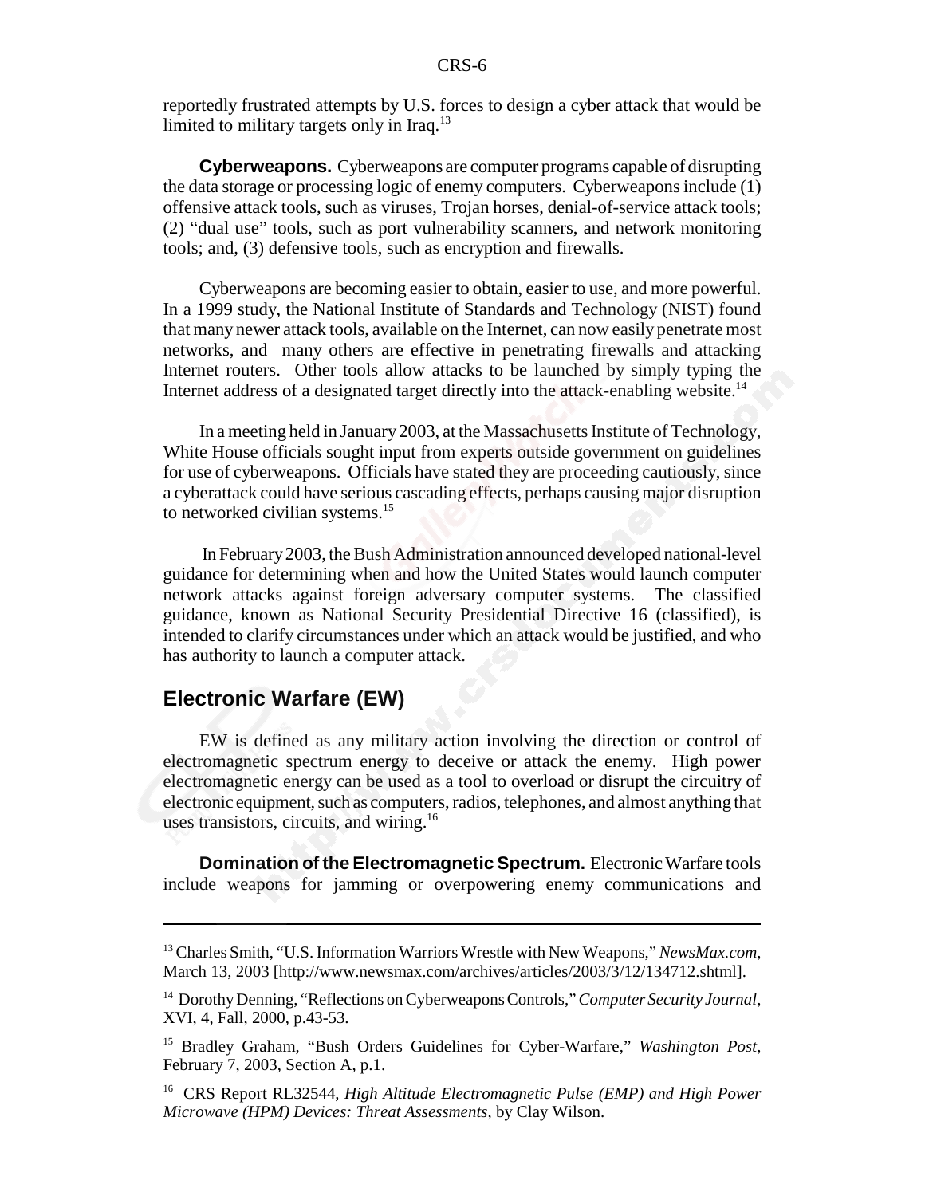reportedly frustrated attempts by U.S. forces to design a cyber attack that would be limited to military targets only in Iraq.[13]

**Cyberweapons.** Cyberweapons are computer programs capable of disrupting the data storage or processing logic of enemy computers. Cyberweapons include (1) offensive attack tools, such as viruses, Trojan horses, denial-of-service attack tools; (2) "dual use" tools, such as port vulnerability scanners, and network monitoring tools; and, (3) defensive tools, such as encryption and firewalls.

Cyberweapons are becoming easier to obtain, easier to use, and more powerful. In a 1999 study, the National Institute of Standards and Technology (NIST) found that many newer attack tools, available on the Internet, can now easily penetrate most networks, and many others are effective in penetrating firewalls and attacking Internet routers. Other tools allow attacks to be launched by simply typing the Internet address of a designated target directly into the attack-enabling website.[14]

In a meeting held in January 2003, at the Massachusetts Institute of Technology, White House officials sought input from experts outside government on guidelines for use of cyberweapons. Officials have stated they are proceeding cautiously, since a cyberattack could have serious cascading effects, perhaps causing major disruption to networked civilian systems.[15]

In February 2003, the Bush Administration announced developed national-level guidance for determining when and how the United States would launch computer network attacks against foreign adversary computer systems. The classified guidance, known as National Security Presidential Directive 16 (classified), is intended to clarify circumstances under which an attack would be justified, and who has authority to launch a computer attack.

## Electronic Warfare (EW)

EW is defined as any military action involving the direction or control of electromagnetic spectrum energy to deceive or attack the enemy. High power electromagnetic energy can be used as a tool to overload or disrupt the circuitry of electronic equipment, such as computers, radios, telephones, and almost anything that uses transistors, circuits, and wiring.[16]

**Domination of the Electromagnetic Spectrum.** Electronic Warfare tools include weapons for jamming or overpowering enemy communications and

---

[13] Charles Smith, "U.S. Information Warriors Wrestle with New Weapons," *NewsMax.com*, March 13, 2003 [http://www.newsmax.com/archives/articles/2003/3/12/134712.shtml].

[14] Dorothy Denning, "Reflections on Cyberweapons Controls," *Computer Security Journal*, XVI, 4, Fall, 2000, p.43-53.

[15] Bradley Graham, "Bush Orders Guidelines for Cyber-Warfare," *Washington Post*, February 7, 2003, Section A, p.1.

[16] CRS Report RL32544, *High Altitude Electromagnetic Pulse (EMP) and High Power Microwave (HPM) Devices: Threat Assessments*, by Clay Wilson.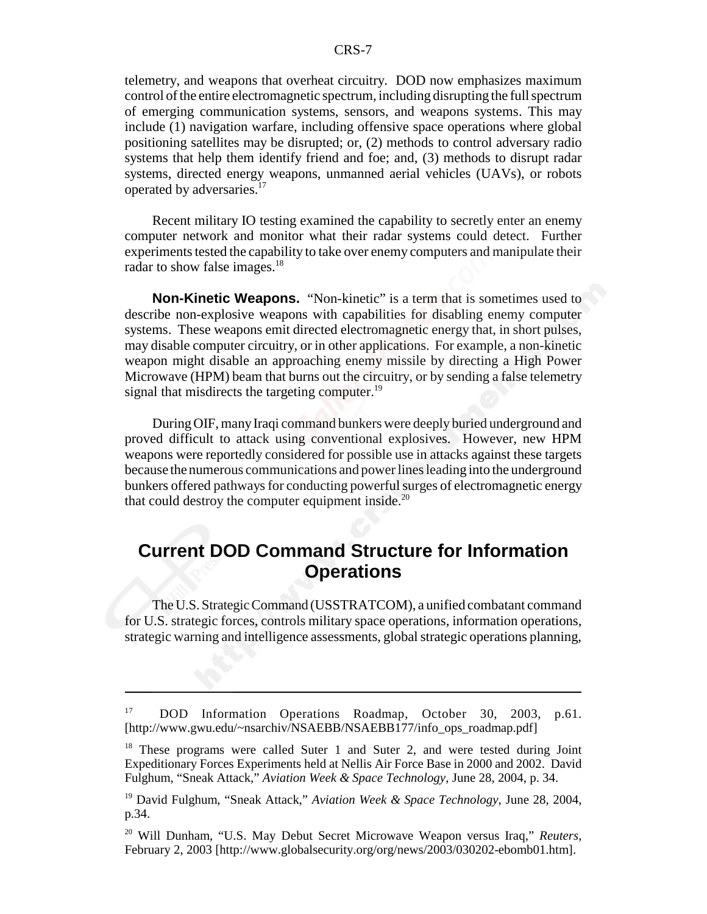telemetry, and weapons that overheat circuitry. DOD now emphasizes maximum control of the entire electromagnetic spectrum, including disrupting the full spectrum of emerging communication systems, sensors, and weapons systems. This may include (1) navigation warfare, including offensive space operations where global positioning satellites may be disrupted; or, (2) methods to control adversary radio systems that help them identify friend and foe; and, (3) methods to disrupt radar systems, directed energy weapons, unmanned aerial vehicles (UAVs), or robots operated by adversaries.[17]

Recent military IO testing examined the capability to secretly enter an enemy computer network and monitor what their radar systems could detect. Further experiments tested the capability to take over enemy computers and manipulate their radar to show false images.[18]

**Non-Kinetic Weapons.** "Non-kinetic" is a term that is sometimes used to describe non-explosive weapons with capabilities for disabling enemy computer systems. These weapons emit directed electromagnetic energy that, in short pulses, may disable computer circuitry, or in other applications. For example, a non-kinetic weapon might disable an approaching enemy missile by directing a High Power Microwave (HPM) beam that burns out the circuitry, or by sending a false telemetry signal that misdirects the targeting computer.[19]

During OIF, many Iraqi command bunkers were deeply buried underground and proved difficult to attack using conventional explosives. However, new HPM weapons were reportedly considered for possible use in attacks against these targets because the numerous communications and power lines leading into the underground bunkers offered pathways for conducting powerful surges of electromagnetic energy that could destroy the computer equipment inside.[20]

## Current DOD Command Structure for Information Operations

The U.S. Strategic Command (USSTRATCOM), a unified combatant command for U.S. strategic forces, controls military space operations, information operations, strategic warning and intelligence assessments, global strategic operations planning,

---

[17] DOD Information Operations Roadmap, October 30, 2003, p.61. [http://www.gwu.edu/~nsarchiv/NSAEBB/NSAEBB177/info_ops_roadmap.pdf]

[18] These programs were called Suter 1 and Suter 2, and were tested during Joint Expeditionary Forces Experiments held at Nellis Air Force Base in 2000 and 2002. David Fulghum, "Sneak Attack," *Aviation Week & Space Technology*, June 28, 2004, p. 34.

[19] David Fulghum, "Sneak Attack," *Aviation Week & Space Technology*, June 28, 2004, p.34.

[20] Will Dunham, "U.S. May Debut Secret Microwave Weapon versus Iraq," *Reuters*, February 2, 2003 [http://www.globalsecurity.org/org/news/2003/030202-ebomb01.htm].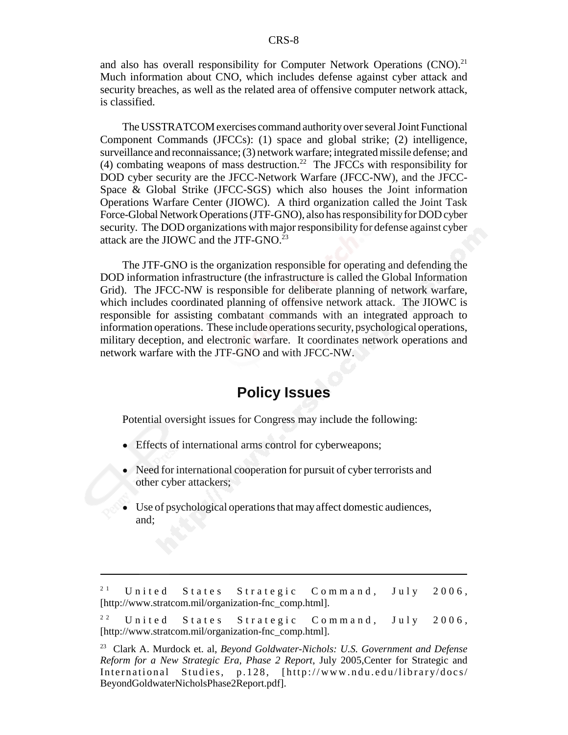and also has overall responsibility for Computer Network Operations (CNO).[21] Much information about CNO, which includes defense against cyber attack and security breaches, as well as the related area of offensive computer network attack, is classified.

The USSTRATCOM exercises command authority over several Joint Functional Component Commands (JFCCs): (1) space and global strike; (2) intelligence, surveillance and reconnaissance; (3) network warfare; integrated missile defense; and (4) combating weapons of mass destruction.[22] The JFCCs with responsibility for DOD cyber security are the JFCC-Network Warfare (JFCC-NW), and the JFCC-Space & Global Strike (JFCC-SGS) which also houses the Joint information Operations Warfare Center (JIOWC). A third organization called the Joint Task Force-Global Network Operations (JTF-GNO), also has responsibility for DOD cyber security. The DOD organizations with major responsibility for defense against cyber attack are the JIOWC and the JTF-GNO.[23]

The JTF-GNO is the organization responsible for operating and defending the DOD information infrastructure (the infrastructure is called the Global Information Grid). The JFCC-NW is responsible for deliberate planning of network warfare, which includes coordinated planning of offensive network attack. The JIOWC is responsible for assisting combatant commands with an integrated approach to information operations. These include operations security, psychological operations, military deception, and electronic warfare. It coordinates network operations and network warfare with the JTF-GNO and with JFCC-NW.

## Policy Issues

Potential oversight issues for Congress may include the following:

- Effects of international arms control for cyberweapons;
- Need for international cooperation for pursuit of cyber terrorists and other cyber attackers;
- Use of psychological operations that may affect domestic audiences, and;

---

[21] United States Strategic Command, July 2006, [http://www.stratcom.mil/organization-fnc_comp.html].

[22] United States Strategic Command, July 2006, [http://www.stratcom.mil/organization-fnc_comp.html].

[23] Clark A. Murdock et. al, *Beyond Goldwater-Nichols: U.S. Government and Defense Reform for a New Strategic Era, Phase 2 Report*, July 2005,Center for Strategic and International Studies, p.128, [http://www.ndu.edu/library/docs/BeyondGoldwaterNicholsPhase2Report.pdf].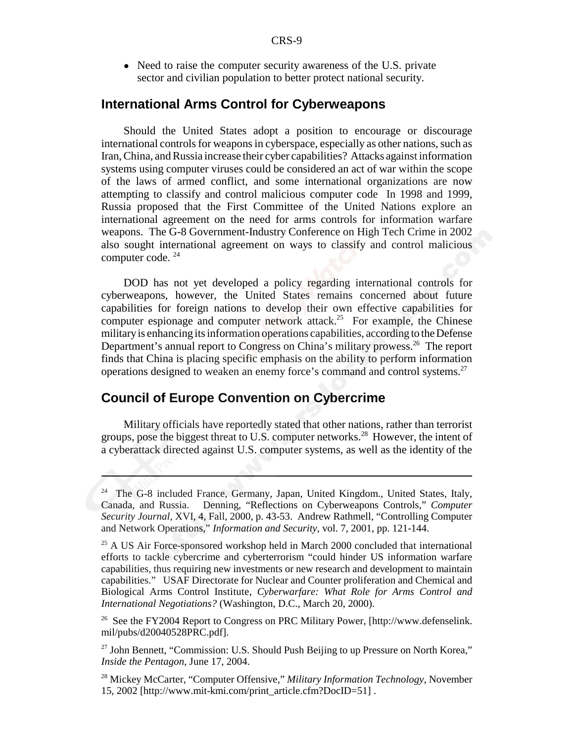- Need to raise the computer security awareness of the U.S. private sector and civilian population to better protect national security.

## International Arms Control for Cyberweapons

Should the United States adopt a position to encourage or discourage international controls for weapons in cyberspace, especially as other nations, such as Iran, China, and Russia increase their cyber capabilities? Attacks against information systems using computer viruses could be considered an act of war within the scope of the laws of armed conflict, and some international organizations are now attempting to classify and control malicious computer code In 1998 and 1999, Russia proposed that the First Committee of the United Nations explore an international agreement on the need for arms controls for information warfare weapons. The G-8 Government-Industry Conference on High Tech Crime in 2002 also sought international agreement on ways to classify and control malicious computer code. [24]

DOD has not yet developed a policy regarding international controls for cyberweapons, however, the United States remains concerned about future capabilities for foreign nations to develop their own effective capabilities for computer espionage and computer network attack.[25] For example, the Chinese military is enhancing its information operations capabilities, according to the Defense Department's annual report to Congress on China's military prowess.[26] The report finds that China is placing specific emphasis on the ability to perform information operations designed to weaken an enemy force's command and control systems.[27]

## Council of Europe Convention on Cybercrime

Military officials have reportedly stated that other nations, rather than terrorist groups, pose the biggest threat to U.S. computer networks.[28] However, the intent of a cyberattack directed against U.S. computer systems, as well as the identity of the

---

[24] The G-8 included France, Germany, Japan, United Kingdom., United States, Italy, Canada, and Russia. Denning, "Reflections on Cyberweapons Controls," *Computer Security Journal*, XVI, 4, Fall, 2000, p. 43-53. Andrew Rathmell, "Controlling Computer and Network Operations," *Information and Security*, vol. 7, 2001, pp. 121-144.

[25] A US Air Force-sponsored workshop held in March 2000 concluded that international efforts to tackle cybercrime and cyberterrorism "could hinder US information warfare capabilities, thus requiring new investments or new research and development to maintain capabilities." USAF Directorate for Nuclear and Counter proliferation and Chemical and Biological Arms Control Institute, *Cyberwarfare: What Role for Arms Control and International Negotiations?* (Washington, D.C., March 20, 2000).

[26] See the FY2004 Report to Congress on PRC Military Power, [http://www.defenselink.mil/pubs/d20040528PRC.pdf].

[27] John Bennett, "Commission: U.S. Should Push Beijing to up Pressure on North Korea," *Inside the Pentagon*, June 17, 2004.

[28] Mickey McCarter, "Computer Offensive," *Military Information Technology*, November 15, 2002 [http://www.mit-kmi.com/print_article.cfm?DocID=51] .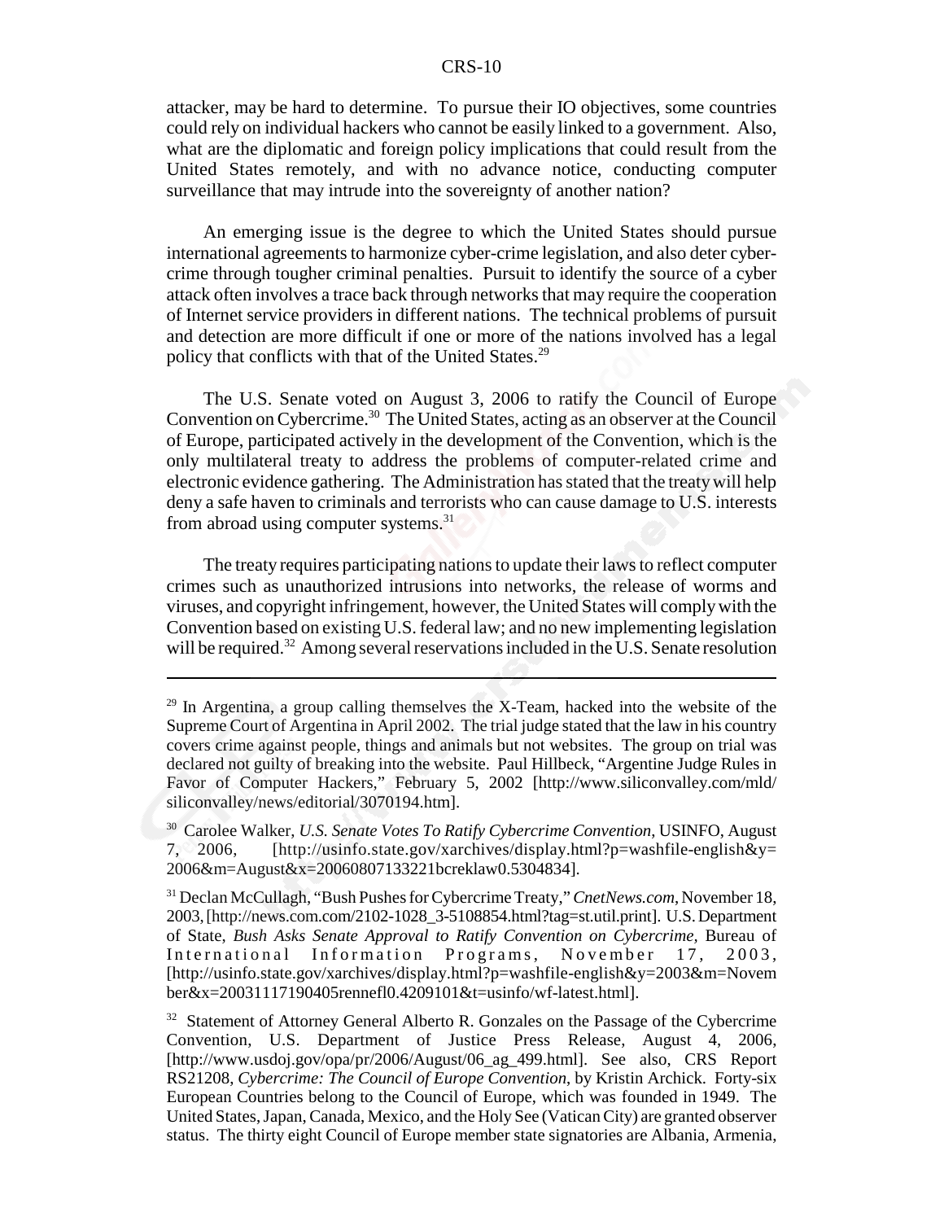attacker, may be hard to determine. To pursue their IO objectives, some countries could rely on individual hackers who cannot be easily linked to a government. Also, what are the diplomatic and foreign policy implications that could result from the United States remotely, and with no advance notice, conducting computer surveillance that may intrude into the sovereignty of another nation?

An emerging issue is the degree to which the United States should pursue international agreements to harmonize cyber-crime legislation, and also deter cyber-crime through tougher criminal penalties. Pursuit to identify the source of a cyber attack often involves a trace back through networks that may require the cooperation of Internet service providers in different nations. The technical problems of pursuit and detection are more difficult if one or more of the nations involved has a legal policy that conflicts with that of the United States.[29]

The U.S. Senate voted on August 3, 2006 to ratify the Council of Europe Convention on Cybercrime.[30] The United States, acting as an observer at the Council of Europe, participated actively in the development of the Convention, which is the only multilateral treaty to address the problems of computer-related crime and electronic evidence gathering. The Administration has stated that the treaty will help deny a safe haven to criminals and terrorists who can cause damage to U.S. interests from abroad using computer systems.[31]

The treaty requires participating nations to update their laws to reflect computer crimes such as unauthorized intrusions into networks, the release of worms and viruses, and copyright infringement, however, the United States will comply with the Convention based on existing U.S. federal law; and no new implementing legislation will be required.[32] Among several reservations included in the U.S. Senate resolution

---

[29] In Argentina, a group calling themselves the X-Team, hacked into the website of the Supreme Court of Argentina in April 2002. The trial judge stated that the law in his country covers crime against people, things and animals but not websites. The group on trial was declared not guilty of breaking into the website. Paul Hillbeck, "Argentine Judge Rules in Favor of Computer Hackers," February 5, 2002 [http://www.siliconvalley.com/mld/siliconvalley/news/editorial/3070194.htm].

[30] Carolee Walker, *U.S. Senate Votes To Ratify Cybercrime Convention*, USINFO, August 7, 2006, [http://usinfo.state.gov/xarchives/display.html?p=washfile-english&y=2006&m=August&x=20060807133221bcreklaw0.5304834].

[31] Declan McCullagh, "Bush Pushes for Cybercrime Treaty," *CnetNews.com*, November 18, 2003, [http://news.com.com/2102-1028_3-5108854.html?tag=st.util.print]. U.S. Department of State, *Bush Asks Senate Approval to Ratify Convention on Cybercrime*, Bureau of International Information Programs, November 17, 2003, [http://usinfo.state.gov/xarchives/display.html?p=washfile-english&y=2003&m=November&x=20031117190405rennefl0.4209101&t=usinfo/wf-latest.html].

[32] Statement of Attorney General Alberto R. Gonzales on the Passage of the Cybercrime Convention, U.S. Department of Justice Press Release, August 4, 2006, [http://www.usdoj.gov/opa/pr/2006/August/06_ag_499.html]. See also, CRS Report RS21208, *Cybercrime: The Council of Europe Convention*, by Kristin Archick. Forty-six European Countries belong to the Council of Europe, which was founded in 1949. The United States, Japan, Canada, Mexico, and the Holy See (Vatican City) are granted observer status. The thirty eight Council of Europe member state signatories are Albania, Armenia,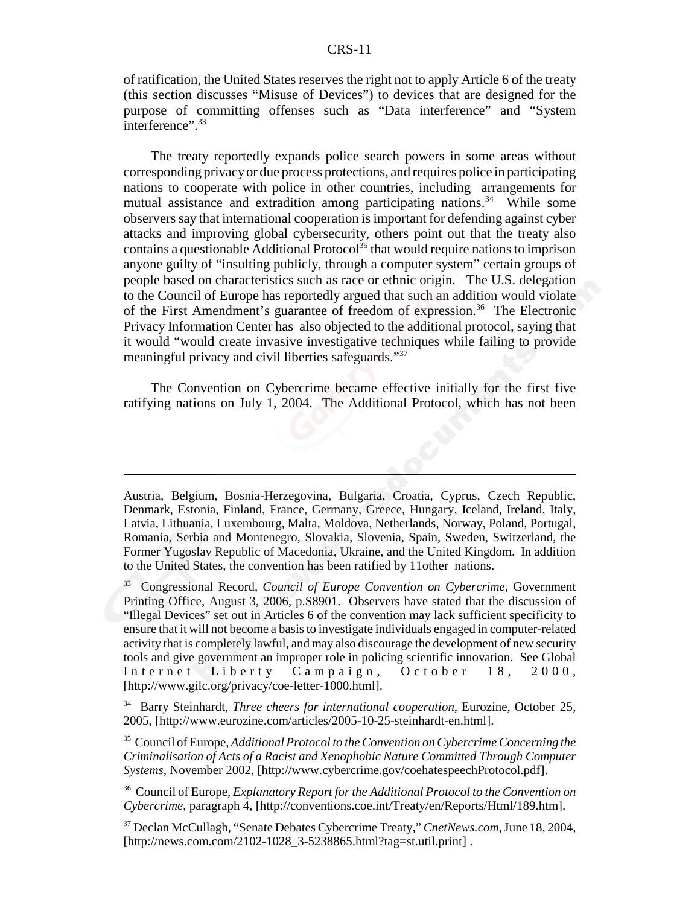of ratification, the United States reserves the right not to apply Article 6 of the treaty (this section discusses "Misuse of Devices") to devices that are designed for the purpose of committing offenses such as "Data interference" and "System interference".[33]

The treaty reportedly expands police search powers in some areas without corresponding privacy or due process protections, and requires police in participating nations to cooperate with police in other countries, including arrangements for mutual assistance and extradition among participating nations.[34] While some observers say that international cooperation is important for defending against cyber attacks and improving global cybersecurity, others point out that the treaty also contains a questionable Additional Protocol[35] that would require nations to imprison anyone guilty of "insulting publicly, through a computer system" certain groups of people based on characteristics such as race or ethnic origin. The U.S. delegation to the Council of Europe has reportedly argued that such an addition would violate of the First Amendment's guarantee of freedom of expression.[36] The Electronic Privacy Information Center has also objected to the additional protocol, saying that it would "would create invasive investigative techniques while failing to provide meaningful privacy and civil liberties safeguards."[37]

The Convention on Cybercrime became effective initially for the first five ratifying nations on July 1, 2004. The Additional Protocol, which has not been

---

Austria, Belgium, Bosnia-Herzegovina, Bulgaria, Croatia, Cyprus, Czech Republic, Denmark, Estonia, Finland, France, Germany, Greece, Hungary, Iceland, Ireland, Italy, Latvia, Lithuania, Luxembourg, Malta, Moldova, Netherlands, Norway, Poland, Portugal, Romania, Serbia and Montenegro, Slovakia, Slovenia, Spain, Sweden, Switzerland, the Former Yugoslav Republic of Macedonia, Ukraine, and the United Kingdom. In addition to the United States, the convention has been ratified by 11other nations.

[33] Congressional Record, *Council of Europe Convention on Cybercrime*, Government Printing Office, August 3, 2006, p.S8901. Observers have stated that the discussion of "Illegal Devices" set out in Articles 6 of the convention may lack sufficient specificity to ensure that it will not become a basis to investigate individuals engaged in computer-related activity that is completely lawful, and may also discourage the development of new security tools and give government an improper role in policing scientific innovation. See Global Internet Liberty Campaign, October 18, 2000, [http://www.gilc.org/privacy/coe-letter-1000.html].

[34] Barry Steinhardt, *Three cheers for international cooperation*, Eurozine, October 25, 2005, [http://www.eurozine.com/articles/2005-10-25-steinhardt-en.html].

[35] Council of Europe, *Additional Protocol to the Convention on Cybercrime Concerning the Criminalisation of Acts of a Racist and Xenophobic Nature Committed Through Computer Systems*, November 2002, [http://www.cybercrime.gov/coehatespeechProtocol.pdf].

[36] Council of Europe, *Explanatory Report for the Additional Protocol to the Convention on Cybercrime*, paragraph 4, [http://conventions.coe.int/Treaty/en/Reports/Html/189.htm].

[37] Declan McCullagh, "Senate Debates Cybercrime Treaty," *CnetNews.com*, June 18, 2004, [http://news.com.com/2102-1028_3-5238865.html?tag=st.util.print] .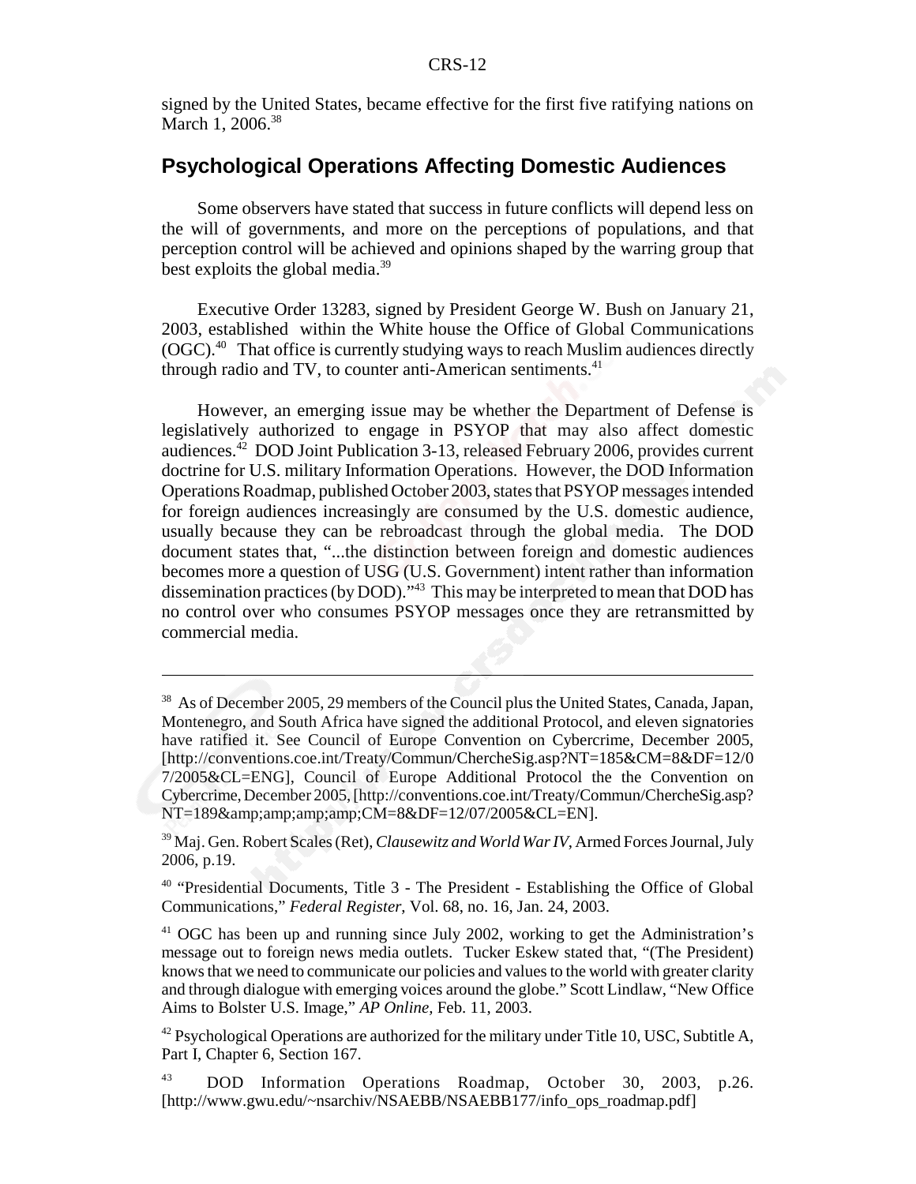signed by the United States, became effective for the first five ratifying nations on March 1, 2006.[38]

## Psychological Operations Affecting Domestic Audiences

Some observers have stated that success in future conflicts will depend less on the will of governments, and more on the perceptions of populations, and that perception control will be achieved and opinions shaped by the warring group that best exploits the global media.[39]

Executive Order 13283, signed by President George W. Bush on January 21, 2003, established within the White house the Office of Global Communications (OGC).[40] That office is currently studying ways to reach Muslim audiences directly through radio and TV, to counter anti-American sentiments.[41]

However, an emerging issue may be whether the Department of Defense is legislatively authorized to engage in PSYOP that may also affect domestic audiences.[42] DOD Joint Publication 3-13, released February 2006, provides current doctrine for U.S. military Information Operations. However, the DOD Information Operations Roadmap, published October 2003, states that PSYOP messages intended for foreign audiences increasingly are consumed by the U.S. domestic audience, usually because they can be rebroadcast through the global media. The DOD document states that, "...the distinction between foreign and domestic audiences becomes more a question of USG (U.S. Government) intent rather than information dissemination practices (by DOD)."[43] This may be interpreted to mean that DOD has no control over who consumes PSYOP messages once they are retransmitted by commercial media.

---

[38] As of December 2005, 29 members of the Council plus the United States, Canada, Japan, Montenegro, and South Africa have signed the additional Protocol, and eleven signatories have ratified it. See Council of Europe Convention on Cybercrime, December 2005, [http://conventions.coe.int/Treaty/Commun/ChercheSig.asp?NT=185&CM=8&DF=12/07/2005&CL=ENG], Council of Europe Additional Protocol the the Convention on Cybercrime, December 2005, [http://conventions.coe.int/Treaty/Commun/ChercheSig.asp?NT=189&amp;amp;amp;amp;CM=8&DF=12/07/2005&CL=EN].

[39] Maj. Gen. Robert Scales (Ret), *Clausewitz and World War IV*, Armed Forces Journal, July 2006, p.19.

[40] "Presidential Documents, Title 3 - The President - Establishing the Office of Global Communications," *Federal Register*, Vol. 68, no. 16, Jan. 24, 2003.

[41] OGC has been up and running since July 2002, working to get the Administration's message out to foreign news media outlets. Tucker Eskew stated that, "(The President) knows that we need to communicate our policies and values to the world with greater clarity and through dialogue with emerging voices around the globe." Scott Lindlaw, "New Office Aims to Bolster U.S. Image," *AP Online*, Feb. 11, 2003.

[42] Psychological Operations are authorized for the military under Title 10, USC, Subtitle A, Part I, Chapter 6, Section 167.

[43] DOD Information Operations Roadmap, October 30, 2003, p.26. [http://www.gwu.edu/~nsarchiv/NSAEBB/NSAEBB177/info_ops_roadmap.pdf]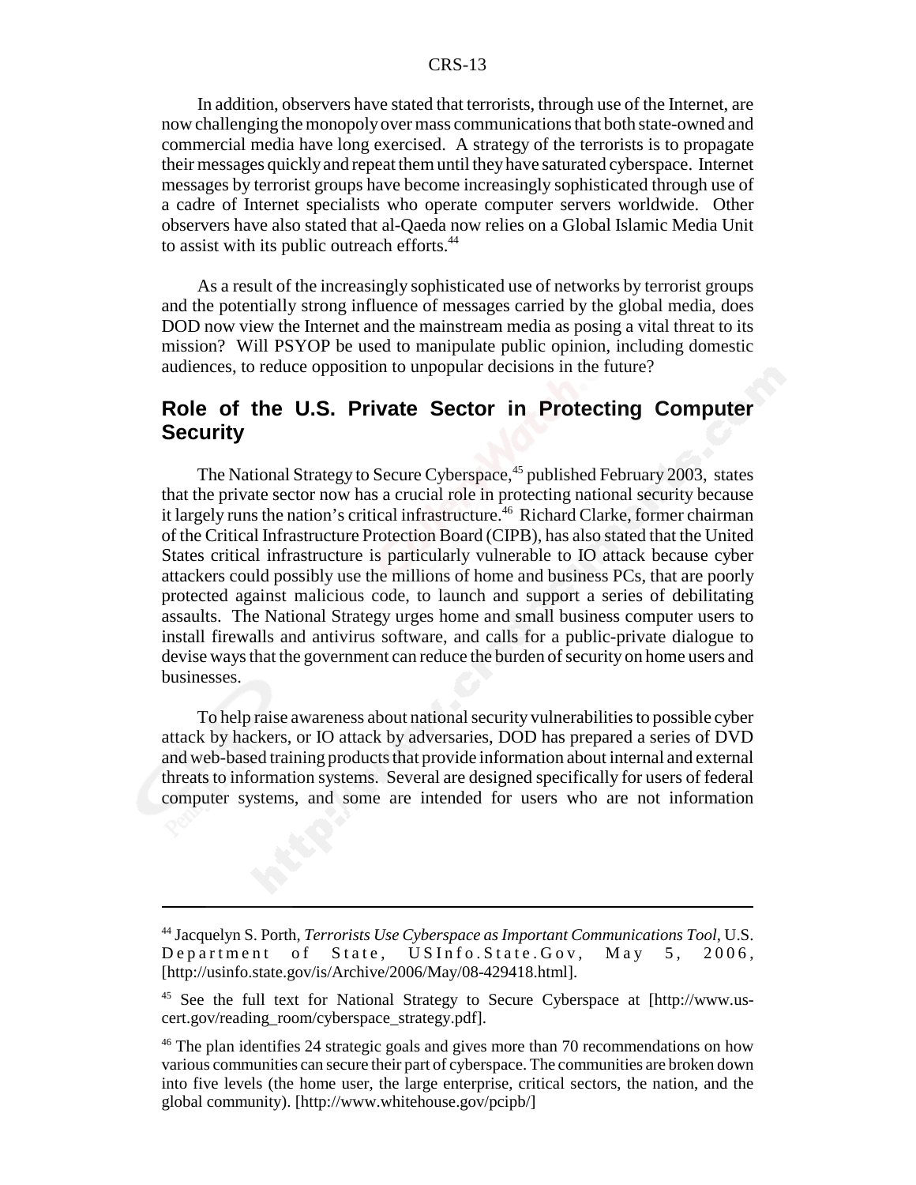In addition, observers have stated that terrorists, through use of the Internet, are now challenging the monopoly over mass communications that both state-owned and commercial media have long exercised. A strategy of the terrorists is to propagate their messages quickly and repeat them until they have saturated cyberspace. Internet messages by terrorist groups have become increasingly sophisticated through use of a cadre of Internet specialists who operate computer servers worldwide. Other observers have also stated that al-Qaeda now relies on a Global Islamic Media Unit to assist with its public outreach efforts.[44]

As a result of the increasingly sophisticated use of networks by terrorist groups and the potentially strong influence of messages carried by the global media, does DOD now view the Internet and the mainstream media as posing a vital threat to its mission? Will PSYOP be used to manipulate public opinion, including domestic audiences, to reduce opposition to unpopular decisions in the future?

## Role of the U.S. Private Sector in Protecting Computer Security

The National Strategy to Secure Cyberspace,[45] published February 2003, states that the private sector now has a crucial role in protecting national security because it largely runs the nation's critical infrastructure.[46] Richard Clarke, former chairman of the Critical Infrastructure Protection Board (CIPB), has also stated that the United States critical infrastructure is particularly vulnerable to IO attack because cyber attackers could possibly use the millions of home and business PCs, that are poorly protected against malicious code, to launch and support a series of debilitating assaults. The National Strategy urges home and small business computer users to install firewalls and antivirus software, and calls for a public-private dialogue to devise ways that the government can reduce the burden of security on home users and businesses.

To help raise awareness about national security vulnerabilities to possible cyber attack by hackers, or IO attack by adversaries, DOD has prepared a series of DVD and web-based training products that provide information about internal and external threats to information systems. Several are designed specifically for users of federal computer systems, and some are intended for users who are not information

---

[44] Jacquelyn S. Porth, *Terrorists Use Cyberspace as Important Communications Tool*, U.S. Department of State, USInfo.State.Gov, May 5, 2006, [http://usinfo.state.gov/is/Archive/2006/May/08-429418.html].

[45] See the full text for National Strategy to Secure Cyberspace at [http://www.us-cert.gov/reading_room/cyberspace_strategy.pdf].

[46] The plan identifies 24 strategic goals and gives more than 70 recommendations on how various communities can secure their part of cyberspace. The communities are broken down into five levels (the home user, the large enterprise, critical sectors, the nation, and the global community). [http://www.whitehouse.gov/pcipb/]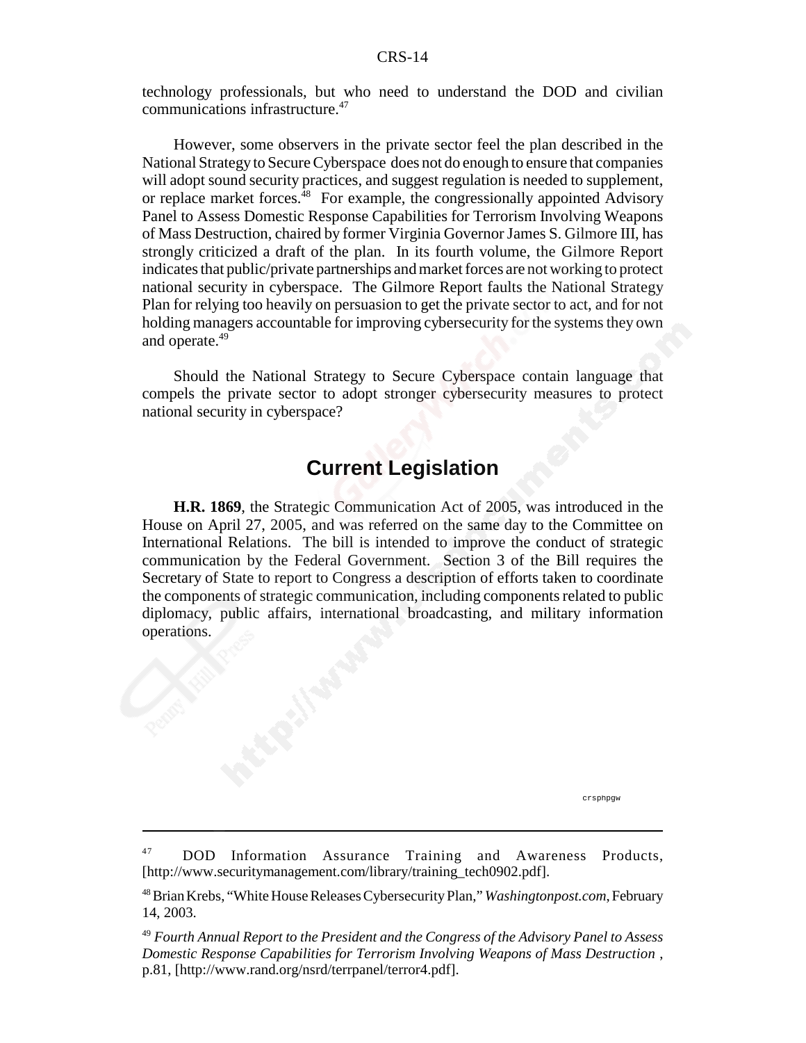technology professionals, but who need to understand the DOD and civilian communications infrastructure.[47]

However, some observers in the private sector feel the plan described in the National Strategy to Secure Cyberspace does not do enough to ensure that companies will adopt sound security practices, and suggest regulation is needed to supplement, or replace market forces.[48] For example, the congressionally appointed Advisory Panel to Assess Domestic Response Capabilities for Terrorism Involving Weapons of Mass Destruction, chaired by former Virginia Governor James S. Gilmore III, has strongly criticized a draft of the plan. In its fourth volume, the Gilmore Report indicates that public/private partnerships and market forces are not working to protect national security in cyberspace. The Gilmore Report faults the National Strategy Plan for relying too heavily on persuasion to get the private sector to act, and for not holding managers accountable for improving cybersecurity for the systems they own and operate.[49]

Should the National Strategy to Secure Cyberspace contain language that compels the private sector to adopt stronger cybersecurity measures to protect national security in cyberspace?

## Current Legislation

**H.R. 1869**, the Strategic Communication Act of 2005, was introduced in the House on April 27, 2005, and was referred on the same day to the Committee on International Relations. The bill is intended to improve the conduct of strategic communication by the Federal Government. Section 3 of the Bill requires the Secretary of State to report to Congress a description of efforts taken to coordinate the components of strategic communication, including components related to public diplomacy, public affairs, international broadcasting, and military information operations.

crsphpgw

---

[47] DOD Information Assurance Training and Awareness Products, [http://www.securitymanagement.com/library/training_tech0902.pdf].

[48] Brian Krebs, "White House Releases Cybersecurity Plan," *Washingtonpost.com*, February 14, 2003.

[49] *Fourth Annual Report to the President and the Congress of the Advisory Panel to Assess Domestic Response Capabilities for Terrorism Involving Weapons of Mass Destruction* , p.81, [http://www.rand.org/nsrd/terrpanel/terror4.pdf].